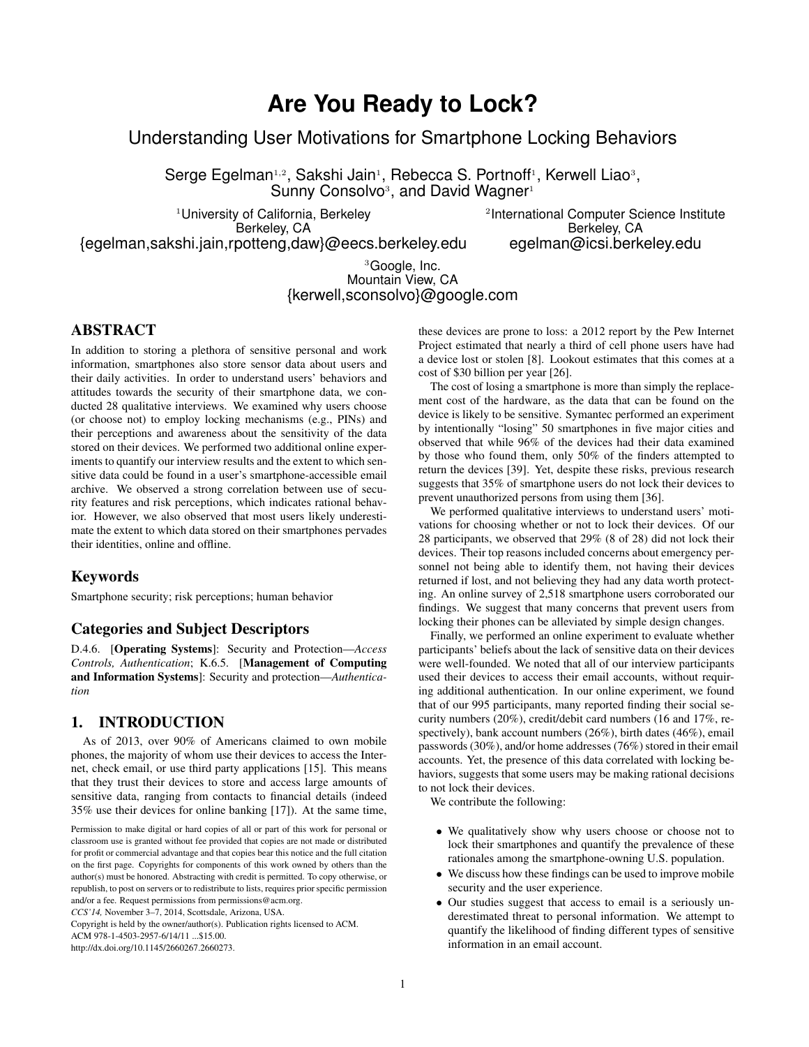# Are You Ready to Lock?

## Understanding User Motivations for Smartphone Locking Behaviors

Serge Egelman[1,2], Sakshi Jain[1], Rebecca S. Portnoff[1], Kerwell Liao[3], Sunny Consolvo[3], and David Wagner[1]

[1]University of California, Berkeley
Berkeley, CA
{egelman,sakshi.jain,rpotteng,daw}@eecs.berkeley.edu

[2]International Computer Science Institute
Berkeley, CA
egelman@icsi.berkeley.edu

[3]Google, Inc.
Mountain View, CA
{kerwell,sconsolvo}@google.com

## ABSTRACT

In addition to storing a plethora of sensitive personal and work information, smartphones also store sensor data about users and their daily activities. In order to understand users' behaviors and attitudes towards the security of their smartphone data, we conducted 28 qualitative interviews. We examined why users choose (or choose not) to employ locking mechanisms (e.g., PINs) and their perceptions and awareness about the sensitivity of the data stored on their devices. We performed two additional online experiments to quantify our interview results and the extent to which sensitive data could be found in a user's smartphone-accessible email archive. We observed a strong correlation between use of security features and risk perceptions, which indicates rational behavior. However, we also observed that most users likely underestimate the extent to which data stored on their smartphones pervades their identities, online and offline.

## Keywords

Smartphone security; risk perceptions; human behavior

## Categories and Subject Descriptors

D.4.6. [**Operating Systems**]: Security and Protection—*Access Controls, Authentication*; K.6.5. [**Management of Computing and Information Systems**]: Security and protection—*Authentication*

## 1. INTRODUCTION

As of 2013, over 90% of Americans claimed to own mobile phones, the majority of whom use their devices to access the Internet, check email, or use third party applications [15]. This means that they trust their devices to store and access large amounts of sensitive data, ranging from contacts to financial details (indeed 35% use their devices for online banking [17]). At the same time, these devices are prone to loss: a 2012 report by the Pew Internet Project estimated that nearly a third of cell phone users have had a device lost or stolen [8]. Lookout estimates that this comes at a cost of $30 billion per year [26].

The cost of losing a smartphone is more than simply the replacement cost of the hardware, as the data that can be found on the device is likely to be sensitive. Symantec performed an experiment by intentionally "losing" 50 smartphones in five major cities and observed that while 96% of the devices had their data examined by those who found them, only 50% of the finders attempted to return the devices [39]. Yet, despite these risks, previous research suggests that 35% of smartphone users do not lock their devices to prevent unauthorized persons from using them [36].

We performed qualitative interviews to understand users' motivations for choosing whether or not to lock their devices. Of our 28 participants, we observed that 29% (8 of 28) did not lock their devices. Their top reasons included concerns about emergency personnel not being able to identify them, not having their devices returned if lost, and not believing they had any data worth protecting. An online survey of 2,518 smartphone users corroborated our findings. We suggest that many concerns that prevent users from locking their phones can be alleviated by simple design changes.

Finally, we performed an online experiment to evaluate whether participants' beliefs about the lack of sensitive data on their devices were well-founded. We noted that all of our interview participants used their devices to access their email accounts, without requiring additional authentication. In our online experiment, we found that of our 995 participants, many reported finding their social security numbers (20%), credit/debit card numbers (16 and 17%, respectively), bank account numbers (26%), birth dates (46%), email passwords (30%), and/or home addresses (76%) stored in their email accounts. Yet, the presence of this data correlated with locking behaviors, suggests that some users may be making rational decisions to not lock their devices.

We contribute the following:

- We qualitatively show why users choose or choose not to lock their smartphones and quantify the prevalence of these rationales among the smartphone-owning U.S. population.
- We discuss how these findings can be used to improve mobile security and the user experience.
- Our studies suggest that access to email is a seriously underestimated threat to personal information. We attempt to quantify the likelihood of finding different types of sensitive information in an email account.

Permission to make digital or hard copies of all or part of this work for personal or classroom use is granted without fee provided that copies are not made or distributed for profit or commercial advantage and that copies bear this notice and the full citation on the first page. Copyrights for components of this work owned by others than the author(s) must be honored. Abstracting with credit is permitted. To copy otherwise, or republish, to post on servers or to redistribute to lists, requires prior specific permission and/or a fee. Request permissions from permissions@acm.org.
*CCS'14,* November 3–7, 2014, Scottsdale, Arizona, USA.
Copyright is held by the owner/author(s). Publication rights licensed to ACM.
ACM 978-1-4503-2957-6/14/11 ...$15.00.
http://dx.doi.org/10.1145/2660267.2660273.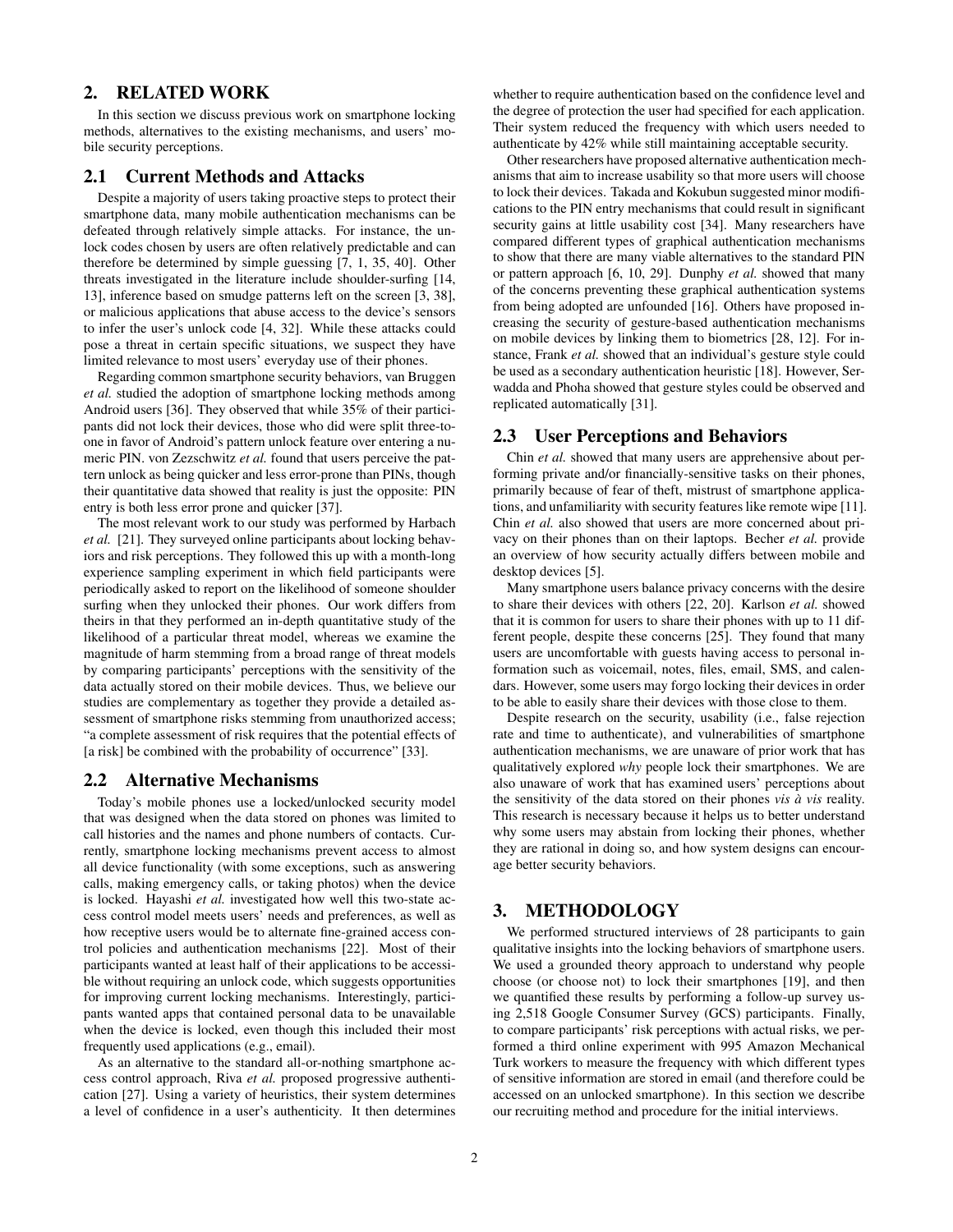## 2. RELATED WORK

In this section we discuss previous work on smartphone locking methods, alternatives to the existing mechanisms, and users' mobile security perceptions.

### 2.1 Current Methods and Attacks

Despite a majority of users taking proactive steps to protect their smartphone data, many mobile authentication mechanisms can be defeated through relatively simple attacks. For instance, the unlock codes chosen by users are often relatively predictable and can therefore be determined by simple guessing [7, 1, 35, 40]. Other threats investigated in the literature include shoulder-surfing [14, 13], inference based on smudge patterns left on the screen [3, 38], or malicious applications that abuse access to the device's sensors to infer the user's unlock code [4, 32]. While these attacks could pose a threat in certain specific situations, we suspect they have limited relevance to most users' everyday use of their phones.

Regarding common smartphone security behaviors, van Bruggen *et al.* studied the adoption of smartphone locking methods among Android users [36]. They observed that while 35% of their participants did not lock their devices, those who did were split three-to-one in favor of Android's pattern unlock feature over entering a numeric PIN. von Zezschwitz *et al.* found that users perceive the pattern unlock as being quicker and less error-prone than PINs, though their quantitative data showed that reality is just the opposite: PIN entry is both less error prone and quicker [37].

The most relevant work to our study was performed by Harbach *et al.* [21]. They surveyed online participants about locking behaviors and risk perceptions. They followed this up with a month-long experience sampling experiment in which field participants were periodically asked to report on the likelihood of someone shoulder surfing when they unlocked their phones. Our work differs from theirs in that they performed an in-depth quantitative study of the likelihood of a particular threat model, whereas we examine the magnitude of harm stemming from a broad range of threat models by comparing participants' perceptions with the sensitivity of the data actually stored on their mobile devices. Thus, we believe our studies are complementary as together they provide a detailed assessment of smartphone risks stemming from unauthorized access; "a complete assessment of risk requires that the potential effects of [a risk] be combined with the probability of occurrence" [33].

### 2.2 Alternative Mechanisms

Today's mobile phones use a locked/unlocked security model that was designed when the data stored on phones was limited to call histories and the names and phone numbers of contacts. Currently, smartphone locking mechanisms prevent access to almost all device functionality (with some exceptions, such as answering calls, making emergency calls, or taking photos) when the device is locked. Hayashi *et al.* investigated how well this two-state access control model meets users' needs and preferences, as well as how receptive users would be to alternate fine-grained access control policies and authentication mechanisms [22]. Most of their participants wanted at least half of their applications to be accessible without requiring an unlock code, which suggests opportunities for improving current locking mechanisms. Interestingly, participants wanted apps that contained personal data to be unavailable when the device is locked, even though this included their most frequently used applications (e.g., email).

As an alternative to the standard all-or-nothing smartphone access control approach, Riva *et al.* proposed progressive authentication [27]. Using a variety of heuristics, their system determines a level of confidence in a user's authenticity. It then determines whether to require authentication based on the confidence level and the degree of protection the user had specified for each application. Their system reduced the frequency with which users needed to authenticate by 42% while still maintaining acceptable security.

Other researchers have proposed alternative authentication mechanisms that aim to increase usability so that more users will choose to lock their devices. Takada and Kokubun suggested minor modifications to the PIN entry mechanisms that could result in significant security gains at little usability cost [34]. Many researchers have compared different types of graphical authentication mechanisms to show that there are many viable alternatives to the standard PIN or pattern approach [6, 10, 29]. Dunphy *et al.* showed that many of the concerns preventing these graphical authentication systems from being adopted are unfounded [16]. Others have proposed increasing the security of gesture-based authentication mechanisms on mobile devices by linking them to biometrics [28, 12]. For instance, Frank *et al.* showed that an individual's gesture style could be used as a secondary authentication heuristic [18]. However, Serwadda and Phoha showed that gesture styles could be observed and replicated automatically [31].

### 2.3 User Perceptions and Behaviors

Chin *et al.* showed that many users are apprehensive about performing private and/or financially-sensitive tasks on their phones, primarily because of fear of theft, mistrust of smartphone applications, and unfamiliarity with security features like remote wipe [11]. Chin *et al.* also showed that users are more concerned about privacy on their phones than on their laptops. Becher *et al.* provide an overview of how security actually differs between mobile and desktop devices [5].

Many smartphone users balance privacy concerns with the desire to share their devices with others [22, 20]. Karlson *et al.* showed that it is common for users to share their phones with up to 11 different people, despite these concerns [25]. They found that many users are uncomfortable with guests having access to personal information such as voicemail, notes, files, email, SMS, and calendars. However, some users may forgo locking their devices in order to be able to easily share their devices with those close to them.

Despite research on the security, usability (i.e., false rejection rate and time to authenticate), and vulnerabilities of smartphone authentication mechanisms, we are unaware of prior work that has qualitatively explored *why* people lock their smartphones. We are also unaware of work that has examined users' perceptions about the sensitivity of the data stored on their phones *vis à vis* reality. This research is necessary because it helps us to better understand why some users may abstain from locking their phones, whether they are rational in doing so, and how system designs can encourage better security behaviors.

## 3. METHODOLOGY

We performed structured interviews of 28 participants to gain qualitative insights into the locking behaviors of smartphone users. We used a grounded theory approach to understand why people choose (or choose not) to lock their smartphones [19], and then we quantified these results by performing a follow-up survey using 2,518 Google Consumer Survey (GCS) participants. Finally, to compare participants' risk perceptions with actual risks, we performed a third online experiment with 995 Amazon Mechanical Turk workers to measure the frequency with which different types of sensitive information are stored in email (and therefore could be accessed on an unlocked smartphone). In this section we describe our recruiting method and procedure for the initial interviews.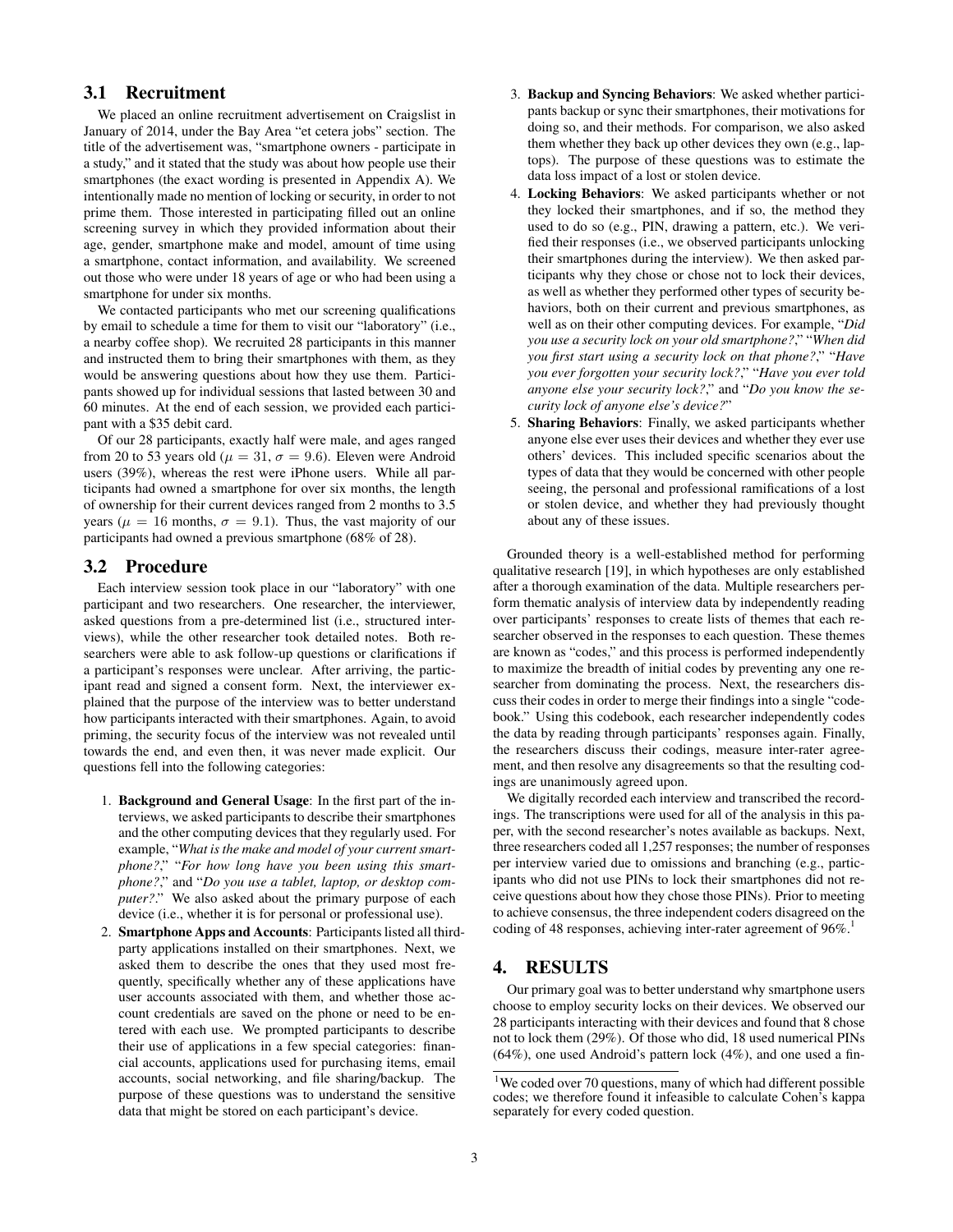### 3.1 Recruitment

We placed an online recruitment advertisement on Craigslist in January of 2014, under the Bay Area "et cetera jobs" section. The title of the advertisement was, "smartphone owners - participate in a study," and it stated that the study was about how people use their smartphones (the exact wording is presented in Appendix A). We intentionally made no mention of locking or security, in order to not prime them. Those interested in participating filled out an online screening survey in which they provided information about their age, gender, smartphone make and model, amount of time using a smartphone, contact information, and availability. We screened out those who were under 18 years of age or who had been using a smartphone for under six months.

We contacted participants who met our screening qualifications by email to schedule a time for them to visit our "laboratory" (i.e., a nearby coffee shop). We recruited 28 participants in this manner and instructed them to bring their smartphones with them, as they would be answering questions about how they use them. Participants showed up for individual sessions that lasted between 30 and 60 minutes. At the end of each session, we provided each participant with a $35 debit card.

Of our 28 participants, exactly half were male, and ages ranged from 20 to 53 years old ($\mu = 31$, $\sigma = 9.6$). Eleven were Android users (39%), whereas the rest were iPhone users. While all participants had owned a smartphone for over six months, the length of ownership for their current devices ranged from 2 months to 3.5 years ($\mu = 16$ months, $\sigma = 9.1$). Thus, the vast majority of our participants had owned a previous smartphone (68% of 28).

### 3.2 Procedure

Each interview session took place in our "laboratory" with one participant and two researchers. One researcher, the interviewer, asked questions from a pre-determined list (i.e., structured interviews), while the other researcher took detailed notes. Both researchers were able to ask follow-up questions or clarifications if a participant's responses were unclear. After arriving, the participant read and signed a consent form. Next, the interviewer explained that the purpose of the interview was to better understand how participants interacted with their smartphones. Again, to avoid priming, the security focus of the interview was not revealed until towards the end, and even then, it was never made explicit. Our questions fell into the following categories:

1. **Background and General Usage**: In the first part of the interviews, we asked participants to describe their smartphones and the other computing devices that they regularly used. For example, "*What is the make and model of your current smartphone?*," "*For how long have you been using this smartphone?*," and "*Do you use a tablet, laptop, or desktop computer?*." We also asked about the primary purpose of each device (i.e., whether it is for personal or professional use).
2. **Smartphone Apps and Accounts**: Participants listed all third-party applications installed on their smartphones. Next, we asked them to describe the ones that they used most frequently, specifically whether any of these applications have user accounts associated with them, and whether those account credentials are saved on the phone or need to be entered with each use. We prompted participants to describe their use of applications in a few special categories: financial accounts, applications used for purchasing items, email accounts, social networking, and file sharing/backup. The purpose of these questions was to understand the sensitive data that might be stored on each participant's device.
3. **Backup and Syncing Behaviors**: We asked whether participants backup or sync their smartphones, their motivations for doing so, and their methods. For comparison, we also asked them whether they back up other devices they own (e.g., laptops). The purpose of these questions was to estimate the data loss impact of a lost or stolen device.
4. **Locking Behaviors**: We asked participants whether or not they locked their smartphones, and if so, the method they used to do so (e.g., PIN, drawing a pattern, etc.). We verified their responses (i.e., we observed participants unlocking their smartphones during the interview). We then asked participants why they chose or chose not to lock their devices, as well as whether they performed other types of security behaviors, both on their current and previous smartphones, as well as on their other computing devices. For example, "*Did you use a security lock on your old smartphone?*," "*When did you first start using a security lock on that phone?*," "*Have you ever forgotten your security lock?*," "*Have you ever told anyone else your security lock?*," and "*Do you know the security lock of anyone else's device?*"
5. **Sharing Behaviors**: Finally, we asked participants whether anyone else ever uses their devices and whether they ever use others' devices. This included specific scenarios about the types of data that they would be concerned with other people seeing, the personal and professional ramifications of a lost or stolen device, and whether they had previously thought about any of these issues.

Grounded theory is a well-established method for performing qualitative research [19], in which hypotheses are only established after a thorough examination of the data. Multiple researchers perform thematic analysis of interview data by independently reading over participants' responses to create lists of themes that each researcher observed in the responses to each question. These themes are known as "codes," and this process is performed independently to maximize the breadth of initial codes by preventing any one researcher from dominating the process. Next, the researchers discuss their codes in order to merge their findings into a single "codebook." Using this codebook, each researcher independently codes the data by reading through participants' responses again. Finally, the researchers discuss their codings, measure inter-rater agreement, and then resolve any disagreements so that the resulting codings are unanimously agreed upon.

We digitally recorded each interview and transcribed the recordings. The transcriptions were used for all of the analysis in this paper, with the second researcher's notes available as backups. Next, three researchers coded all 1,257 responses; the number of responses per interview varied due to omissions and branching (e.g., participants who did not use PINs to lock their smartphones did not receive questions about how they chose those PINs). Prior to meeting to achieve consensus, the three independent coders disagreed on the coding of 48 responses, achieving inter-rater agreement of 96%.[1]

## 4. RESULTS

Our primary goal was to better understand why smartphone users choose to employ security locks on their devices. We observed our 28 participants interacting with their devices and found that 8 chose not to lock them (29%). Of those who did, 18 used numerical PINs (64%), one used Android's pattern lock (4%), and one used a fin-

[1] We coded over 70 questions, many of which had different possible codes; we therefore found it infeasible to calculate Cohen's kappa separately for every coded question.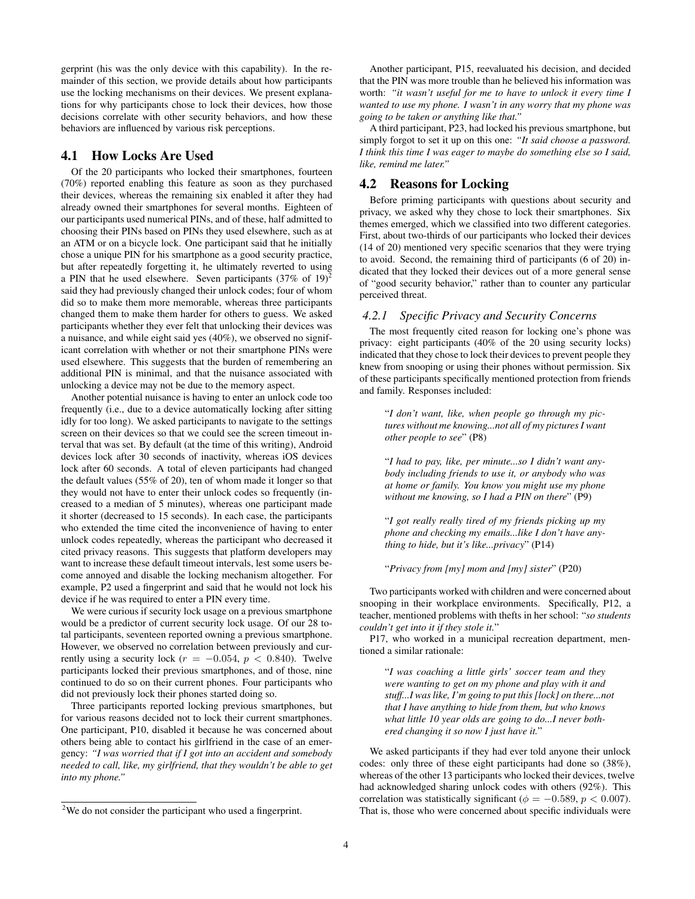gerprint (his was the only device with this capability). In the remainder of this section, we provide details about how participants use the locking mechanisms on their devices. We present explanations for why participants chose to lock their devices, how those decisions correlate with other security behaviors, and how these behaviors are influenced by various risk perceptions.

## 4.1 How Locks Are Used

Of the 20 participants who locked their smartphones, fourteen (70%) reported enabling this feature as soon as they purchased their devices, whereas the remaining six enabled it after they had already owned their smartphones for several months. Eighteen of our participants used numerical PINs, and of these, half admitted to choosing their PINs based on PINs they used elsewhere, such as at an ATM or on a bicycle lock. One participant said that he initially chose a unique PIN for his smartphone as a good security practice, but after repeatedly forgetting it, he ultimately reverted to using a PIN that he used elsewhere. Seven participants (37% of 19)[2] said they had previously changed their unlock codes; four of whom did so to make them more memorable, whereas three participants changed them to make them harder for others to guess. We asked participants whether they ever felt that unlocking their devices was a nuisance, and while eight said yes (40%), we observed no significant correlation with whether or not their smartphone PINs were used elsewhere. This suggests that the burden of remembering an additional PIN is minimal, and that the nuisance associated with unlocking a device may not be due to the memory aspect.

Another potential nuisance is having to enter an unlock code too frequently (i.e., due to a device automatically locking after sitting idly for too long). We asked participants to navigate to the settings screen on their devices so that we could see the screen timeout interval that was set. By default (at the time of this writing), Android devices lock after 30 seconds of inactivity, whereas iOS devices lock after 60 seconds. A total of eleven participants had changed the default values (55% of 20), ten of whom made it longer so that they would not have to enter their unlock codes so frequently (increased to a median of 5 minutes), whereas one participant made it shorter (decreased to 15 seconds). In each case, the participants who extended the time cited the inconvenience of having to enter unlock codes repeatedly, whereas the participant who decreased it cited privacy reasons. This suggests that platform developers may want to increase these default timeout intervals, lest some users become annoyed and disable the locking mechanism altogether. For example, P2 used a fingerprint and said that he would not lock his device if he was required to enter a PIN every time.

We were curious if security lock usage on a previous smartphone would be a predictor of current security lock usage. Of our 28 total participants, seventeen reported owning a previous smartphone. However, we observed no correlation between previously and currently using a security lock ($r = -0.054$, $p < 0.840$). Twelve participants locked their previous smartphones, and of those, nine continued to do so on their current phones. Four participants who did not previously lock their phones started doing so.

Three participants reported locking previous smartphones, but for various reasons decided not to lock their current smartphones. One participant, P10, disabled it because he was concerned about others being able to contact his girlfriend in the case of an emergency: *"I was worried that if I got into an accident and somebody needed to call, like, my girlfriend, that they wouldn't be able to get into my phone."*

Another participant, P15, reevaluated his decision, and decided that the PIN was more trouble than he believed his information was worth: *"it wasn't useful for me to have to unlock it every time I wanted to use my phone. I wasn't in any worry that my phone was going to be taken or anything like that."*

A third participant, P23, had locked his previous smartphone, but simply forgot to set it up on this one: *"It said choose a password. I think this time I was eager to maybe do something else so I said, like, remind me later."*

## 4.2 Reasons for Locking

Before priming participants with questions about security and privacy, we asked why they chose to lock their smartphones. Six themes emerged, which we classified into two different categories. First, about two-thirds of our participants who locked their devices (14 of 20) mentioned very specific scenarios that they were trying to avoid. Second, the remaining third of participants (6 of 20) indicated that they locked their devices out of a more general sense of "good security behavior," rather than to counter any particular perceived threat.

### 4.2.1 Specific Privacy and Security Concerns

The most frequently cited reason for locking one's phone was privacy: eight participants (40% of the 20 using security locks) indicated that they chose to lock their devices to prevent people they knew from snooping or using their phones without permission. Six of these participants specifically mentioned protection from friends and family. Responses included:

> "*I don't want, like, when people go through my pictures without me knowing...not all of my pictures I want other people to see*" (P8)

> "*I had to pay, like, per minute...so I didn't want anybody including friends to use it, or anybody who was at home or family. You know you might use my phone without me knowing, so I had a PIN on there*" (P9)

> "*I got really really tired of my friends picking up my phone and checking my emails...like I don't have anything to hide, but it's like...privacy*" (P14)

> "*Privacy from [my] mom and [my] sister*" (P20)

Two participants worked with children and were concerned about snooping in their workplace environments. Specifically, P12, a teacher, mentioned problems with thefts in her school: "*so students couldn't get into it if they stole it.*"

P17, who worked in a municipal recreation department, mentioned a similar rationale:

> "*I was coaching a little girls' soccer team and they were wanting to get on my phone and play with it and stuff...I was like, I'm going to put this [lock] on there...not that I have anything to hide from them, but who knows what little 10 year olds are going to do...I never bothered changing it so now I just have it.*"

We asked participants if they had ever told anyone their unlock codes: only three of these eight participants had done so (38%), whereas of the other 13 participants who locked their devices, twelve had acknowledged sharing unlock codes with others (92%). This correlation was statistically significant ($\phi = -0.589$, $p < 0.007$). That is, those who were concerned about specific individuals were

[2] We do not consider the participant who used a fingerprint.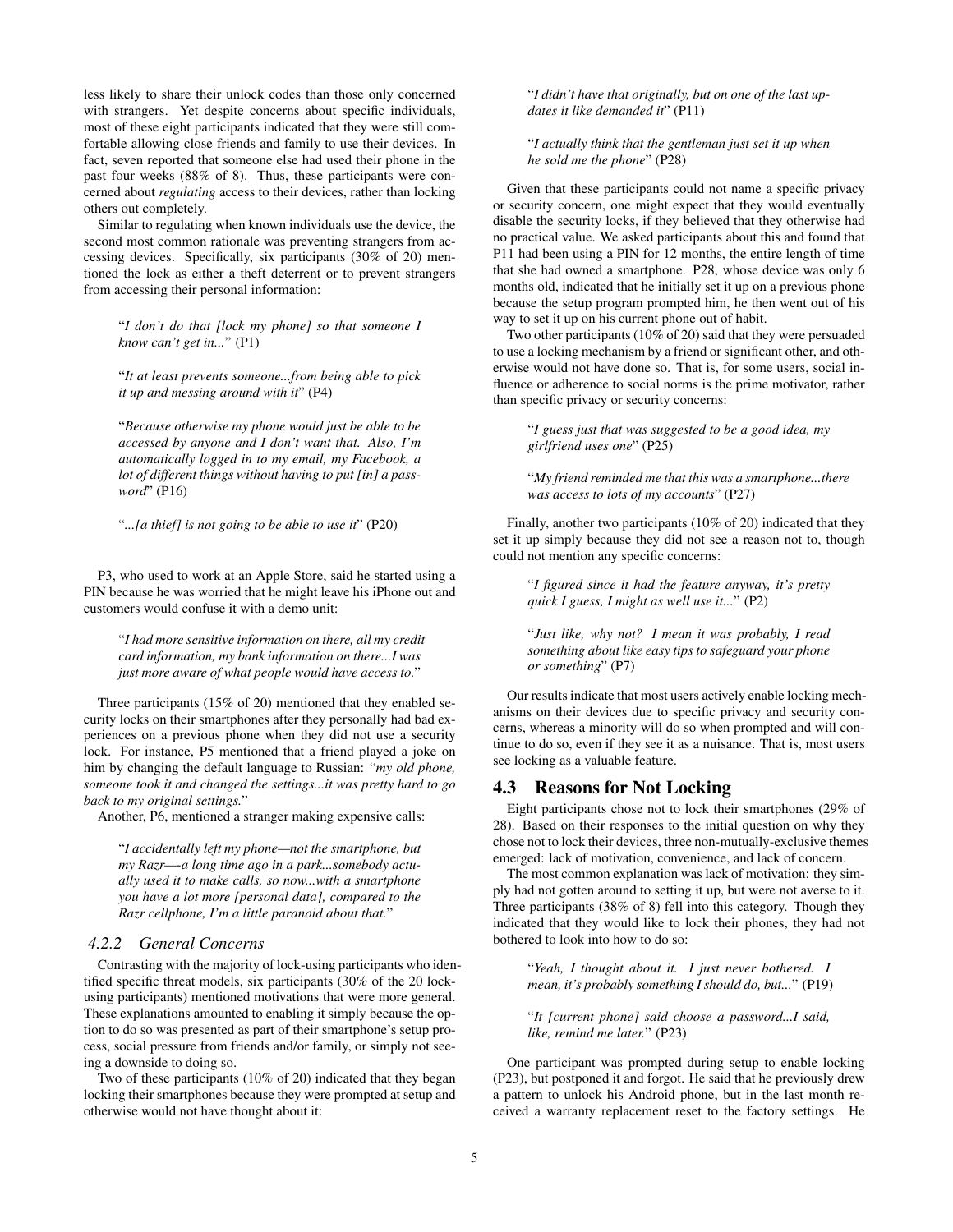less likely to share their unlock codes than those only concerned with strangers. Yet despite concerns about specific individuals, most of these eight participants indicated that they were still comfortable allowing close friends and family to use their devices. In fact, seven reported that someone else had used their phone in the past four weeks (88% of 8). Thus, these participants were concerned about *regulating* access to their devices, rather than locking others out completely.

Similar to regulating when known individuals use the device, the second most common rationale was preventing strangers from accessing devices. Specifically, six participants (30% of 20) mentioned the lock as either a theft deterrent or to prevent strangers from accessing their personal information:

> "*I don't do that [lock my phone] so that someone I know can't get in...*" (P1)

> "*It at least prevents someone...from being able to pick it up and messing around with it*" (P4)

> "*Because otherwise my phone would just be able to be accessed by anyone and I don't want that. Also, I'm automatically logged in to my email, my Facebook, a lot of different things without having to put [in] a password*" (P16)

> "*...[a thief] is not going to be able to use it*" (P20)

P3, who used to work at an Apple Store, said he started using a PIN because he was worried that he might leave his iPhone out and customers would confuse it with a demo unit:

> "*I had more sensitive information on there, all my credit card information, my bank information on there...I was just more aware of what people would have access to.*"

Three participants (15% of 20) mentioned that they enabled security locks on their smartphones after they personally had bad experiences on a previous phone when they did not use a security lock. For instance, P5 mentioned that a friend played a joke on him by changing the default language to Russian: "*my old phone, someone took it and changed the settings...it was pretty hard to go back to my original settings.*"

Another, P6, mentioned a stranger making expensive calls:

> "*I accidentally left my phone—not the smartphone, but my Razr—-a long time ago in a park...somebody actually used it to make calls, so now...with a smartphone you have a lot more [personal data], compared to the Razr cellphone, I'm a little paranoid about that.*"

#### 4.2.2 General Concerns

Contrasting with the majority of lock-using participants who identified specific threat models, six participants (30% of the 20 lock-using participants) mentioned motivations that were more general. These explanations amounted to enabling it simply because the option to do so was presented as part of their smartphone's setup process, social pressure from friends and/or family, or simply not seeing a downside to doing so.

Two of these participants (10% of 20) indicated that they began locking their smartphones because they were prompted at setup and otherwise would not have thought about it:

> "*I didn't have that originally, but on one of the last updates it like demanded it*" (P11)

> "*I actually think that the gentleman just set it up when he sold me the phone*" (P28)

Given that these participants could not name a specific privacy or security concern, one might expect that they would eventually disable the security locks, if they believed that they otherwise had no practical value. We asked participants about this and found that P11 had been using a PIN for 12 months, the entire length of time that she had owned a smartphone. P28, whose device was only 6 months old, indicated that he initially set it up on a previous phone because the setup program prompted him, he then went out of his way to set it up on his current phone out of habit.

Two other participants (10% of 20) said that they were persuaded to use a locking mechanism by a friend or significant other, and otherwise would not have done so. That is, for some users, social influence or adherence to social norms is the prime motivator, rather than specific privacy or security concerns:

> "*I guess just that was suggested to be a good idea, my girlfriend uses one*" (P25)

> "*My friend reminded me that this was a smartphone...there was access to lots of my accounts*" (P27)

Finally, another two participants (10% of 20) indicated that they set it up simply because they did not see a reason not to, though could not mention any specific concerns:

> "*I figured since it had the feature anyway, it's pretty quick I guess, I might as well use it...*" (P2)

> "*Just like, why not? I mean it was probably, I read something about like easy tips to safeguard your phone or something*" (P7)

Our results indicate that most users actively enable locking mechanisms on their devices due to specific privacy and security concerns, whereas a minority will do so when prompted and will continue to do so, even if they see it as a nuisance. That is, most users see locking as a valuable feature.

### 4.3 Reasons for Not Locking

Eight participants chose not to lock their smartphones (29% of 28). Based on their responses to the initial question on why they chose not to lock their devices, three non-mutually-exclusive themes emerged: lack of motivation, convenience, and lack of concern.

The most common explanation was lack of motivation: they simply had not gotten around to setting it up, but were not averse to it. Three participants (38% of 8) fell into this category. Though they indicated that they would like to lock their phones, they had not bothered to look into how to do so:

> "*Yeah, I thought about it. I just never bothered. I mean, it's probably something I should do, but...*" (P19)

> "*It [current phone] said choose a password...I said, like, remind me later.*" (P23)

One participant was prompted during setup to enable locking (P23), but postponed it and forgot. He said that he previously drew a pattern to unlock his Android phone, but in the last month received a warranty replacement reset to the factory settings. He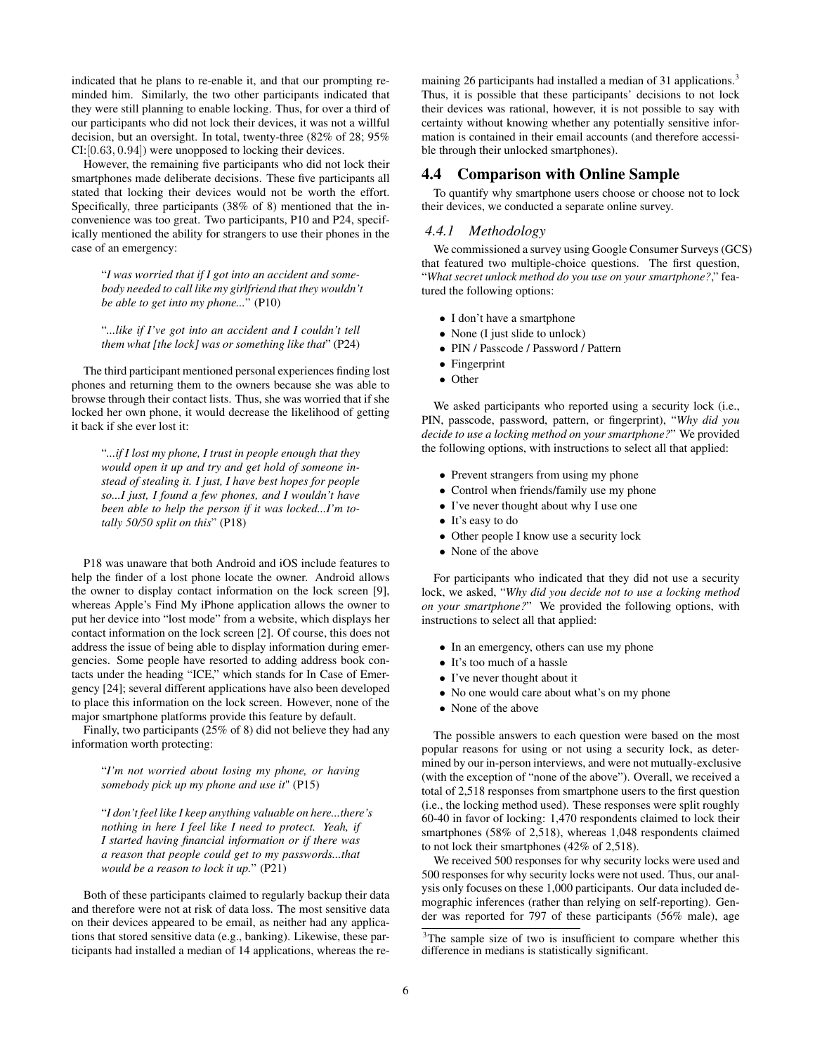indicated that he plans to re-enable it, and that our prompting reminded him. Similarly, the two other participants indicated that they were still planning to enable locking. Thus, for over a third of our participants who did not lock their devices, it was not a willful decision, but an oversight. In total, twenty-three (82% of 28; 95% CI:$[0.63, 0.94]$) were unopposed to locking their devices.

However, the remaining five participants who did not lock their smartphones made deliberate decisions. These five participants all stated that locking their devices would not be worth the effort. Specifically, three participants (38% of 8) mentioned that the inconvenience was too great. Two participants, P10 and P24, specifically mentioned the ability for strangers to use their phones in the case of an emergency:

> "*I was worried that if I got into an accident and somebody needed to call like my girlfriend that they wouldn't be able to get into my phone...*" (P10)

> "*...like if I've got into an accident and I couldn't tell them what [the lock] was or something like that*" (P24)

The third participant mentioned personal experiences finding lost phones and returning them to the owners because she was able to browse through their contact lists. Thus, she was worried that if she locked her own phone, it would decrease the likelihood of getting it back if she ever lost it:

> "*...if I lost my phone, I trust in people enough that they would open it up and try and get hold of someone instead of stealing it. I just, I have best hopes for people so...I just, I found a few phones, and I wouldn't have been able to help the person if it was locked...I'm totally 50/50 split on this*" (P18)

P18 was unaware that both Android and iOS include features to help the finder of a lost phone locate the owner. Android allows the owner to display contact information on the lock screen [9], whereas Apple's Find My iPhone application allows the owner to put her device into "lost mode" from a website, which displays her contact information on the lock screen [2]. Of course, this does not address the issue of being able to display information during emergencies. Some people have resorted to adding address book contacts under the heading "ICE," which stands for In Case of Emergency [24]; several different applications have also been developed to place this information on the lock screen. However, none of the major smartphone platforms provide this feature by default.

Finally, two participants (25% of 8) did not believe they had any information worth protecting:

> "*I'm not worried about losing my phone, or having somebody pick up my phone and use it*" (P15)

> "*I don't feel like I keep anything valuable on here...there's nothing in here I feel like I need to protect. Yeah, if I started having financial information or if there was a reason that people could get to my passwords...that would be a reason to lock it up.*" (P21)

Both of these participants claimed to regularly backup their data and therefore were not at risk of data loss. The most sensitive data on their devices appeared to be email, as neither had any applications that stored sensitive data (e.g., banking). Likewise, these participants had installed a median of 14 applications, whereas the remaining 26 participants had installed a median of 31 applications.[3] Thus, it is possible that these participants' decisions to not lock their devices was rational, however, it is not possible to say with certainty without knowing whether any potentially sensitive information is contained in their email accounts (and therefore accessible through their unlocked smartphones).

## 4.4 Comparison with Online Sample

To quantify why smartphone users choose or choose not to lock their devices, we conducted a separate online survey.

### 4.4.1 Methodology

We commissioned a survey using Google Consumer Surveys (GCS) that featured two multiple-choice questions. The first question, "*What secret unlock method do you use on your smartphone?*," featured the following options:

- I don't have a smartphone
- None (I just slide to unlock)
- PIN / Passcode / Password / Pattern
- Fingerprint
- Other

We asked participants who reported using a security lock (i.e., PIN, passcode, password, pattern, or fingerprint), "*Why did you decide to use a locking method on your smartphone?*" We provided the following options, with instructions to select all that applied:

- Prevent strangers from using my phone
- Control when friends/family use my phone
- I've never thought about why I use one
- It's easy to do
- Other people I know use a security lock
- None of the above

For participants who indicated that they did not use a security lock, we asked, "*Why did you decide not to use a locking method on your smartphone?*" We provided the following options, with instructions to select all that applied:

- In an emergency, others can use my phone
- It's too much of a hassle
- I've never thought about it
- No one would care about what's on my phone
- None of the above

The possible answers to each question were based on the most popular reasons for using or not using a security lock, as determined by our in-person interviews, and were not mutually-exclusive (with the exception of "none of the above"). Overall, we received a total of 2,518 responses from smartphone users to the first question (i.e., the locking method used). These responses were split roughly 60-40 in favor of locking: 1,470 respondents claimed to lock their smartphones (58% of 2,518), whereas 1,048 respondents claimed to not lock their smartphones (42% of 2,518).

We received 500 responses for why security locks were used and 500 responses for why security locks were not used. Thus, our analysis only focuses on these 1,000 participants. Our data included demographic inferences (rather than relying on self-reporting). Gender was reported for 797 of these participants (56% male), age

[3] The sample size of two is insufficient to compare whether this difference in medians is statistically significant.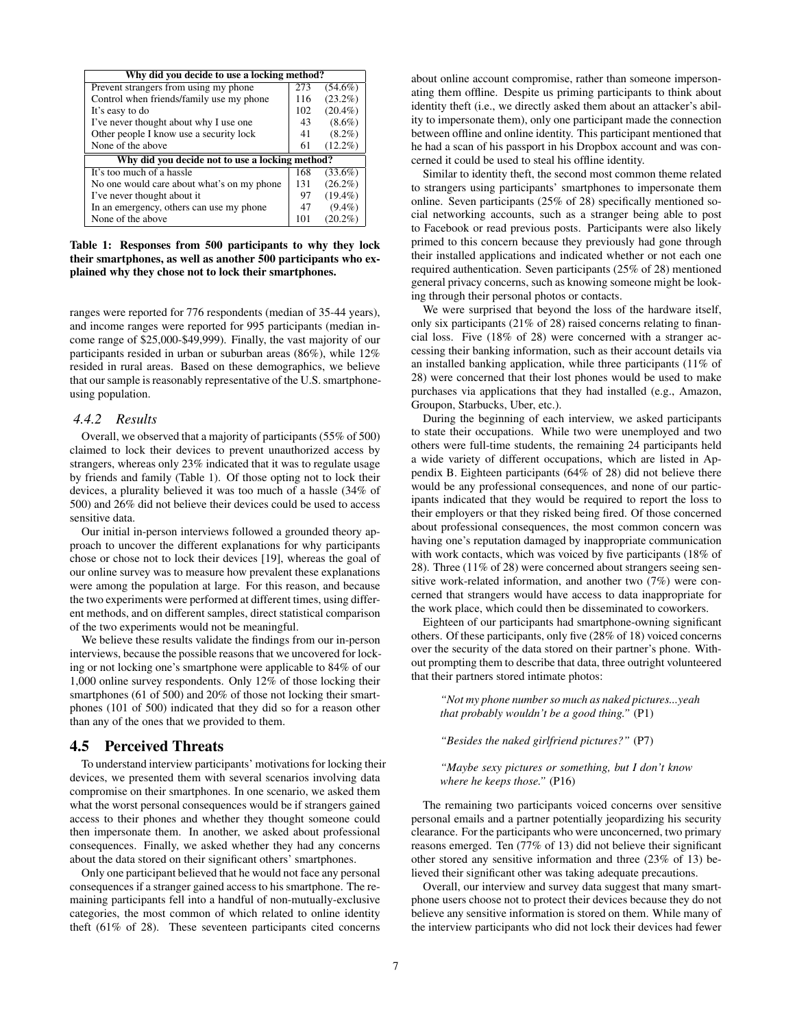| Why did you decide to use a locking method? | | |
|---|---|---|
| Prevent strangers from using my phone | 273 | (54.6%) |
| Control when friends/family use my phone | 116 | (23.2%) |
| It's easy to do | 102 | (20.4%) |
| I've never thought about why I use one | 43 | (8.6%) |
| Other people I know use a security lock | 41 | (8.2%) |
| None of the above | 61 | (12.2%) |
| **Why did you decide not to use a locking method?** | | |
| It's too much of a hassle | 168 | (33.6%) |
| No one would care about what's on my phone | 131 | (26.2%) |
| I've never thought about it | 97 | (19.4%) |
| In an emergency, others can use my phone | 47 | (9.4%) |
| None of the above | 101 | (20.2%) |

**Table 1: Responses from 500 participants to why they lock their smartphones, as well as another 500 participants who explained why they chose not to lock their smartphones.**

ranges were reported for 776 respondents (median of 35-44 years), and income ranges were reported for 995 participants (median income range of $25,000-$49,999). Finally, the vast majority of our participants resided in urban or suburban areas (86%), while 12% resided in rural areas. Based on these demographics, we believe that our sample is reasonably representative of the U.S. smartphone-using population.

### 4.4.2 Results

Overall, we observed that a majority of participants (55% of 500) claimed to lock their devices to prevent unauthorized access by strangers, whereas only 23% indicated that it was to regulate usage by friends and family (Table 1). Of those opting not to lock their devices, a plurality believed it was too much of a hassle (34% of 500) and 26% did not believe their devices could be used to access sensitive data.

Our initial in-person interviews followed a grounded theory approach to uncover the different explanations for why participants chose or chose not to lock their devices [19], whereas the goal of our online survey was to measure how prevalent these explanations were among the population at large. For this reason, and because the two experiments were performed at different times, using different methods, and on different samples, direct statistical comparison of the two experiments would not be meaningful.

We believe these results validate the findings from our in-person interviews, because the possible reasons that we uncovered for locking or not locking one's smartphone were applicable to 84% of our 1,000 online survey respondents. Only 12% of those locking their smartphones (61 of 500) and 20% of those not locking their smartphones (101 of 500) indicated that they did so for a reason other than any of the ones that we provided to them.

## 4.5 Perceived Threats

To understand interview participants' motivations for locking their devices, we presented them with several scenarios involving data compromise on their smartphones. In one scenario, we asked them what the worst personal consequences would be if strangers gained access to their phones and whether they thought someone could then impersonate them. In another, we asked about professional consequences. Finally, we asked whether they had any concerns about the data stored on their significant others' smartphones.

Only one participant believed that he would not face any personal consequences if a stranger gained access to his smartphone. The remaining participants fell into a handful of non-mutually-exclusive categories, the most common of which related to online identity theft (61% of 28). These seventeen participants cited concerns about online account compromise, rather than someone impersonating them offline. Despite us priming participants to think about identity theft (i.e., we directly asked them about an attacker's ability to impersonate them), only one participant made the connection between offline and online identity. This participant mentioned that he had a scan of his passport in his Dropbox account and was concerned it could be used to steal his offline identity.

Similar to identity theft, the second most common theme related to strangers using participants' smartphones to impersonate them online. Seven participants (25% of 28) specifically mentioned social networking accounts, such as a stranger being able to post to Facebook or read previous posts. Participants were also likely primed to this concern because they previously had gone through their installed applications and indicated whether or not each one required authentication. Seven participants (25% of 28) mentioned general privacy concerns, such as knowing someone might be looking through their personal photos or contacts.

We were surprised that beyond the loss of the hardware itself, only six participants (21% of 28) raised concerns relating to financial loss. Five (18% of 28) were concerned with a stranger accessing their banking information, such as their account details via an installed banking application, while three participants (11% of 28) were concerned that their lost phones would be used to make purchases via applications that they had installed (e.g., Amazon, Groupon, Starbucks, Uber, etc.).

During the beginning of each interview, we asked participants to state their occupations. While two were unemployed and two others were full-time students, the remaining 24 participants held a wide variety of different occupations, which are listed in Appendix B. Eighteen participants (64% of 28) did not believe there would be any professional consequences, and none of our participants indicated that they would be required to report the loss to their employers or that they risked being fired. Of those concerned about professional consequences, the most common concern was having one's reputation damaged by inappropriate communication with work contacts, which was voiced by five participants (18% of 28). Three (11% of 28) were concerned about strangers seeing sensitive work-related information, and another two (7%) were concerned that strangers would have access to data inappropriate for the work place, which could then be disseminated to coworkers.

Eighteen of our participants had smartphone-owning significant others. Of these participants, only five (28% of 18) voiced concerns over the security of the data stored on their partner's phone. Without prompting them to describe that data, three outright volunteered that their partners stored intimate photos:

> *"Not my phone number so much as naked pictures...yeah that probably wouldn't be a good thing."* (P1)

> *"Besides the naked girlfriend pictures?"* (P7)

> *"Maybe sexy pictures or something, but I don't know where he keeps those."* (P16)

The remaining two participants voiced concerns over sensitive personal emails and a partner potentially jeopardizing his security clearance. For the participants who were unconcerned, two primary reasons emerged. Ten (77% of 13) did not believe their significant other stored any sensitive information and three (23% of 13) believed their significant other was taking adequate precautions.

Overall, our interview and survey data suggest that many smartphone users choose not to protect their devices because they do not believe any sensitive information is stored on them. While many of the interview participants who did not lock their devices had fewer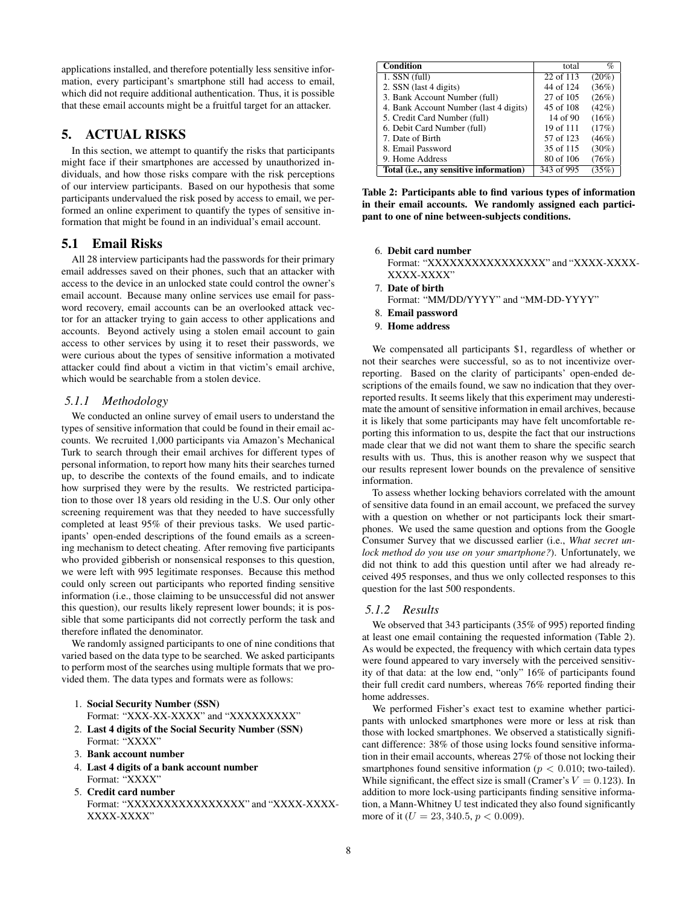applications installed, and therefore potentially less sensitive information, every participant's smartphone still had access to email, which did not require additional authentication. Thus, it is possible that these email accounts might be a fruitful target for an attacker.

# 5. ACTUAL RISKS

In this section, we attempt to quantify the risks that participants might face if their smartphones are accessed by unauthorized individuals, and how those risks compare with the risk perceptions of our interview participants. Based on our hypothesis that some participants undervalued the risk posed by access to email, we performed an online experiment to quantify the types of sensitive information that might be found in an individual's email account.

## 5.1 Email Risks

All 28 interview participants had the passwords for their primary email addresses saved on their phones, such that an attacker with access to the device in an unlocked state could control the owner's email account. Because many online services use email for password recovery, email accounts can be an overlooked attack vector for an attacker trying to gain access to other applications and accounts. Beyond actively using a stolen email account to gain access to other services by using it to reset their passwords, we were curious about the types of sensitive information a motivated attacker could find about a victim in that victim's email archive, which would be searchable from a stolen device.

### *5.1.1 Methodology*

We conducted an online survey of email users to understand the types of sensitive information that could be found in their email accounts. We recruited 1,000 participants via Amazon's Mechanical Turk to search through their email archives for different types of personal information, to report how many hits their searches turned up, to describe the contexts of the found emails, and to indicate how surprised they were by the results. We restricted participation to those over 18 years old residing in the U.S. Our only other screening requirement was that they needed to have successfully completed at least 95% of their previous tasks. We used participants' open-ended descriptions of the found emails as a screening mechanism to detect cheating. After removing five participants who provided gibberish or nonsensical responses to this question, we were left with 995 legitimate responses. Because this method could only screen out participants who reported finding sensitive information (i.e., those claiming to be unsuccessful did not answer this question), our results likely represent lower bounds; it is possible that some participants did not correctly perform the task and therefore inflated the denominator.

We randomly assigned participants to one of nine conditions that varied based on the data type to be searched. We asked participants to perform most of the searches using multiple formats that we provided them. The data types and formats were as follows:

1. **Social Security Number (SSN)**
   Format: "XXX-XX-XXXX" and "XXXXXXXXX"
2. **Last 4 digits of the Social Security Number (SSN)**
   Format: "XXXX"
3. **Bank account number**
4. **Last 4 digits of a bank account number**
   Format: "XXXX"
5. **Credit card number**
   Format: "XXXXXXXXXXXXXXXX" and "XXXX-XXXX-XXXX-XXXX"
6. **Debit card number**
   Format: "XXXXXXXXXXXXXXXX" and "XXXX-XXXX-XXXX-XXXX"
7. **Date of birth**
   Format: "MM/DD/YYYY" and "MM-DD-YYYY"
8. **Email password**
9. **Home address**

| Condition | total | % |
|---|---|---|
| 1. SSN (full) | 22 of 113 | (20%) |
| 2. SSN (last 4 digits) | 44 of 124 | (36%) |
| 3. Bank Account Number (full) | 27 of 105 | (26%) |
| 4. Bank Account Number (last 4 digits) | 45 of 108 | (42%) |
| 5. Credit Card Number (full) | 14 of 90 | (16%) |
| 6. Debit Card Number (full) | 19 of 111 | (17%) |
| 7. Date of Birth | 57 of 123 | (46%) |
| 8. Email Password | 35 of 115 | (30%) |
| 9. Home Address | 80 of 106 | (76%) |
| **Total (i.e., any sensitive information)** | 343 of 995 | (35%) |

**Table 2: Participants able to find various types of information in their email accounts. We randomly assigned each participant to one of nine between-subjects conditions.**

We compensated all participants $1, regardless of whether or not their searches were successful, so as to not incentivize over-reporting. Based on the clarity of participants' open-ended descriptions of the emails found, we saw no indication that they over-reported results. It seems likely that this experiment may underestimate the amount of sensitive information in email archives, because it is likely that some participants may have felt uncomfortable reporting this information to us, despite the fact that our instructions made clear that we did not want them to share the specific search results with us. Thus, this is another reason why we suspect that our results represent lower bounds on the prevalence of sensitive information.

To assess whether locking behaviors correlated with the amount of sensitive data found in an email account, we prefaced the survey with a question on whether or not participants lock their smartphones. We used the same question and options from the Google Consumer Survey that we discussed earlier (i.e., *What secret unlock method do you use on your smartphone?*). Unfortunately, we did not think to add this question until after we had already received 495 responses, and thus we only collected responses to this question for the last 500 respondents.

### *5.1.2 Results*

We observed that 343 participants (35% of 995) reported finding at least one email containing the requested information (Table 2). As would be expected, the frequency with which certain data types were found appeared to vary inversely with the perceived sensitivity of that data: at the low end, "only" 16% of participants found their full credit card numbers, whereas 76% reported finding their home addresses.

We performed Fisher's exact test to examine whether participants with unlocked smartphones were more or less at risk than those with locked smartphones. We observed a statistically significant difference: 38% of those using locks found sensitive information in their email accounts, whereas 27% of those not locking their smartphones found sensitive information ($p < 0.010$; two-tailed). While significant, the effect size is small (Cramer's $V = 0.123$). In addition to more lock-using participants finding sensitive information, a Mann-Whitney U test indicated they also found significantly more of it ($U = 23,340.5$, $p < 0.009$).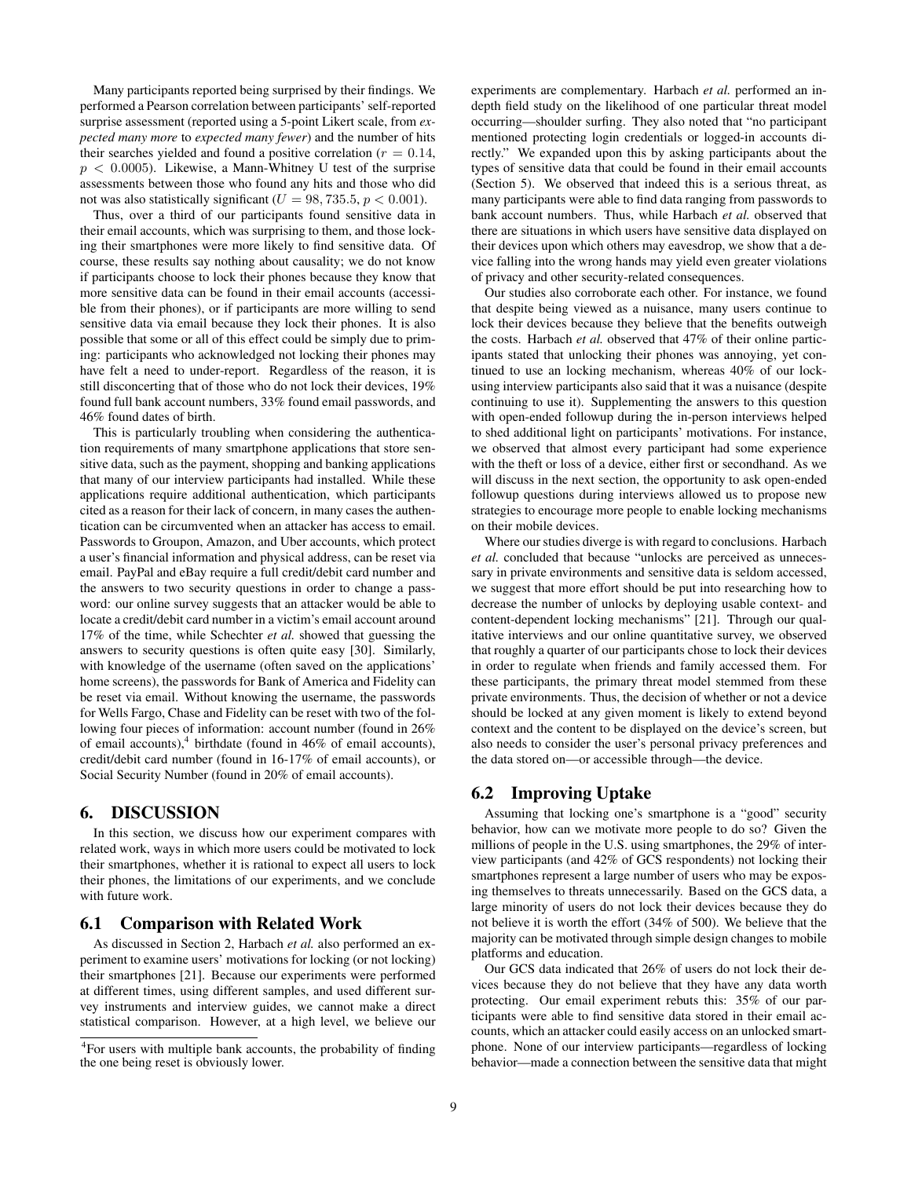Many participants reported being surprised by their findings. We performed a Pearson correlation between participants' self-reported surprise assessment (reported using a 5-point Likert scale, from *expected many more* to *expected many fewer*) and the number of hits their searches yielded and found a positive correlation ($r = 0.14$, $p < 0.0005$). Likewise, a Mann-Whitney U test of the surprise assessments between those who found any hits and those who did not was also statistically significant ($U = 98,735.5$, $p < 0.001$).

Thus, over a third of our participants found sensitive data in their email accounts, which was surprising to them, and those locking their smartphones were more likely to find sensitive data. Of course, these results say nothing about causality; we do not know if participants choose to lock their phones because they know that more sensitive data can be found in their email accounts (accessible from their phones), or if participants are more willing to send sensitive data via email because they lock their phones. It is also possible that some or all of this effect could be simply due to priming: participants who acknowledged not locking their phones may have felt a need to under-report. Regardless of the reason, it is still disconcerting that of those who do not lock their devices, 19% found full bank account numbers, 33% found email passwords, and 46% found dates of birth.

This is particularly troubling when considering the authentication requirements of many smartphone applications that store sensitive data, such as the payment, shopping and banking applications that many of our interview participants had installed. While these applications require additional authentication, which participants cited as a reason for their lack of concern, in many cases the authentication can be circumvented when an attacker has access to email. Passwords to Groupon, Amazon, and Uber accounts, which protect a user's financial information and physical address, can be reset via email. PayPal and eBay require a full credit/debit card number and the answers to two security questions in order to change a password: our online survey suggests that an attacker would be able to locate a credit/debit card number in a victim's email account around 17% of the time, while Schechter *et al.* showed that guessing the answers to security questions is often quite easy [30]. Similarly, with knowledge of the username (often saved on the applications' home screens), the passwords for Bank of America and Fidelity can be reset via email. Without knowing the username, the passwords for Wells Fargo, Chase and Fidelity can be reset with two of the following four pieces of information: account number (found in 26% of email accounts),[4] birthdate (found in 46% of email accounts), credit/debit card number (found in 16-17% of email accounts), or Social Security Number (found in 20% of email accounts).

[4]For users with multiple bank accounts, the probability of finding the one being reset is obviously lower.

# 6. DISCUSSION

In this section, we discuss how our experiment compares with related work, ways in which more users could be motivated to lock their smartphones, whether it is rational to expect all users to lock their phones, the limitations of our experiments, and we conclude with future work.

## 6.1 Comparison with Related Work

As discussed in Section 2, Harbach *et al.* also performed an experiment to examine users' motivations for locking (or not locking) their smartphones [21]. Because our experiments were performed at different times, using different samples, and used different survey instruments and interview guides, we cannot make a direct statistical comparison. However, at a high level, we believe our experiments are complementary. Harbach *et al.* performed an in-depth field study on the likelihood of one particular threat model occurring—shoulder surfing. They also noted that "no participant mentioned protecting login credentials or logged-in accounts directly." We expanded upon this by asking participants about the types of sensitive data that could be found in their email accounts (Section 5). We observed that indeed this is a serious threat, as many participants were able to find data ranging from passwords to bank account numbers. Thus, while Harbach *et al.* observed that there are situations in which users have sensitive data displayed on their devices upon which others may eavesdrop, we show that a device falling into the wrong hands may yield even greater violations of privacy and other security-related consequences.

Our studies also corroborate each other. For instance, we found that despite being viewed as a nuisance, many users continue to lock their devices because they believe that the benefits outweigh the costs. Harbach *et al.* observed that 47% of their online participants stated that unlocking their phones was annoying, yet continued to use an locking mechanism, whereas 40% of our lock-using interview participants also said that it was a nuisance (despite continuing to use it). Supplementing the answers to this question with open-ended followup during the in-person interviews helped to shed additional light on participants' motivations. For instance, we observed that almost every participant had some experience with the theft or loss of a device, either first or secondhand. As we will discuss in the next section, the opportunity to ask open-ended followup questions during interviews allowed us to propose new strategies to encourage more people to enable locking mechanisms on their mobile devices.

Where our studies diverge is with regard to conclusions. Harbach *et al.* concluded that because "unlocks are perceived as unnecessary in private environments and sensitive data is seldom accessed, we suggest that more effort should be put into researching how to decrease the number of unlocks by deploying usable context- and content-dependent locking mechanisms" [21]. Through our qualitative interviews and our online quantitative survey, we observed that roughly a quarter of our participants chose to lock their devices in order to regulate when friends and family accessed them. For these participants, the primary threat model stemmed from these private environments. Thus, the decision of whether or not a device should be locked at any given moment is likely to extend beyond context and the content to be displayed on the device's screen, but also needs to consider the user's personal privacy preferences and the data stored on—or accessible through—the device.

## 6.2 Improving Uptake

Assuming that locking one's smartphone is a "good" security behavior, how can we motivate more people to do so? Given the millions of people in the U.S. using smartphones, the 29% of interview participants (and 42% of GCS respondents) not locking their smartphones represent a large number of users who may be exposing themselves to threats unnecessarily. Based on the GCS data, a large minority of users do not lock their devices because they do not believe it is worth the effort (34% of 500). We believe that the majority can be motivated through simple design changes to mobile platforms and education.

Our GCS data indicated that 26% of users do not lock their devices because they do not believe that they have any data worth protecting. Our email experiment rebuts this: 35% of our participants were able to find sensitive data stored in their email accounts, which an attacker could easily access on an unlocked smartphone. None of our interview participants—regardless of locking behavior—made a connection between the sensitive data that might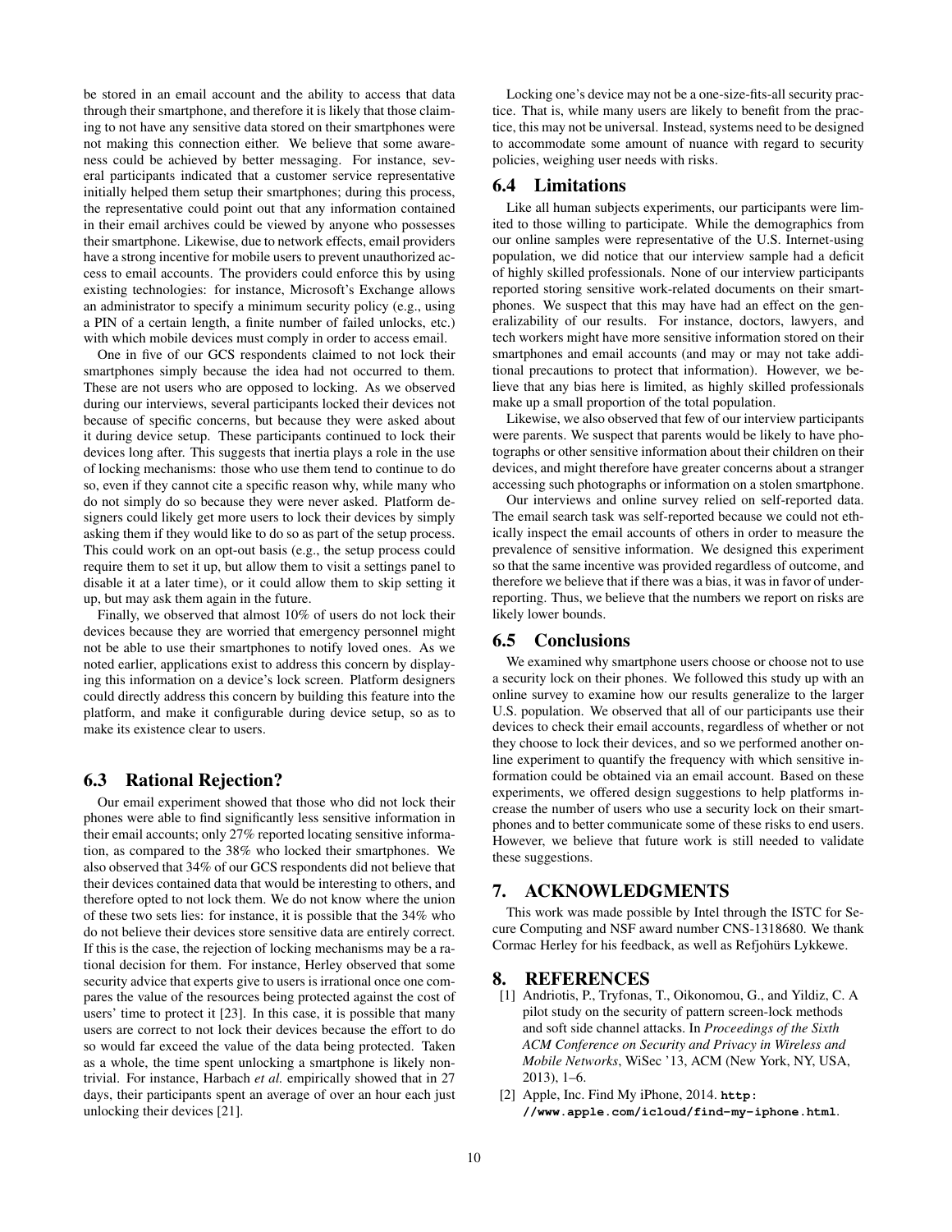be stored in an email account and the ability to access that data through their smartphone, and therefore it is likely that those claiming to not have any sensitive data stored on their smartphones were not making this connection either. We believe that some awareness could be achieved by better messaging. For instance, several participants indicated that a customer service representative initially helped them setup their smartphones; during this process, the representative could point out that any information contained in their email archives could be viewed by anyone who possesses their smartphone. Likewise, due to network effects, email providers have a strong incentive for mobile users to prevent unauthorized access to email accounts. The providers could enforce this by using existing technologies: for instance, Microsoft's Exchange allows an administrator to specify a minimum security policy (e.g., using a PIN of a certain length, a finite number of failed unlocks, etc.) with which mobile devices must comply in order to access email.

One in five of our GCS respondents claimed to not lock their smartphones simply because the idea had not occurred to them. These are not users who are opposed to locking. As we observed during our interviews, several participants locked their devices not because of specific concerns, but because they were asked about it during device setup. These participants continued to lock their devices long after. This suggests that inertia plays a role in the use of locking mechanisms: those who use them tend to continue to do so, even if they cannot cite a specific reason why, while many who do not simply do so because they were never asked. Platform designers could likely get more users to lock their devices by simply asking them if they would like to do so as part of the setup process. This could work on an opt-out basis (e.g., the setup process could require them to set it up, but allow them to visit a settings panel to disable it at a later time), or it could allow them to skip setting it up, but may ask them again in the future.

Finally, we observed that almost 10% of users do not lock their devices because they are worried that emergency personnel might not be able to use their smartphones to notify loved ones. As we noted earlier, applications exist to address this concern by displaying this information on a device's lock screen. Platform designers could directly address this concern by building this feature into the platform, and make it configurable during device setup, so as to make its existence clear to users.

## 6.3 Rational Rejection?

Our email experiment showed that those who did not lock their phones were able to find significantly less sensitive information in their email accounts; only 27% reported locating sensitive information, as compared to the 38% who locked their smartphones. We also observed that 34% of our GCS respondents did not believe that their devices contained data that would be interesting to others, and therefore opted to not lock them. We do not know where the union of these two sets lies: for instance, it is possible that the 34% who do not believe their devices store sensitive data are entirely correct. If this is the case, the rejection of locking mechanisms may be a rational decision for them. For instance, Herley observed that some security advice that experts give to users is irrational once one compares the value of the resources being protected against the cost of users' time to protect it [23]. In this case, it is possible that many users are correct to not lock their devices because the effort to do so would far exceed the value of the data being protected. Taken as a whole, the time spent unlocking a smartphone is likely non-trivial. For instance, Harbach *et al.* empirically showed that in 27 days, their participants spent an average of over an hour each just unlocking their devices [21].

Locking one's device may not be a one-size-fits-all security practice. That is, while many users are likely to benefit from the practice, this may not be universal. Instead, systems need to be designed to accommodate some amount of nuance with regard to security policies, weighing user needs with risks.

## 6.4 Limitations

Like all human subjects experiments, our participants were limited to those willing to participate. While the demographics from our online samples were representative of the U.S. Internet-using population, we did notice that our interview sample had a deficit of highly skilled professionals. None of our interview participants reported storing sensitive work-related documents on their smartphones. We suspect that this may have had an effect on the generalizability of our results. For instance, doctors, lawyers, and tech workers might have more sensitive information stored on their smartphones and email accounts (and may or may not take additional precautions to protect that information). However, we believe that any bias here is limited, as highly skilled professionals make up a small proportion of the total population.

Likewise, we also observed that few of our interview participants were parents. We suspect that parents would be likely to have photographs or other sensitive information about their children on their devices, and might therefore have greater concerns about a stranger accessing such photographs or information on a stolen smartphone.

Our interviews and online survey relied on self-reported data. The email search task was self-reported because we could not ethically inspect the email accounts of others in order to measure the prevalence of sensitive information. We designed this experiment so that the same incentive was provided regardless of outcome, and therefore we believe that if there was a bias, it was in favor of underreporting. Thus, we believe that the numbers we report on risks are likely lower bounds.

## 6.5 Conclusions

We examined why smartphone users choose or choose not to use a security lock on their phones. We followed this study up with an online survey to examine how our results generalize to the larger U.S. population. We observed that all of our participants use their devices to check their email accounts, regardless of whether or not they choose to lock their devices, and so we performed another online experiment to quantify the frequency with which sensitive information could be obtained via an email account. Based on these experiments, we offered design suggestions to help platforms increase the number of users who use a security lock on their smartphones and to better communicate some of these risks to end users. However, we believe that future work is still needed to validate these suggestions.

# 7. ACKNOWLEDGMENTS

This work was made possible by Intel through the ISTC for Secure Computing and NSF award number CNS-1318680. We thank Cormac Herley for his feedback, as well as Refjohürs Lykkewe.

# 8. REFERENCES

[1] Andriotis, P., Tryfonas, T., Oikonomou, G., and Yildiz, C. A pilot study on the security of pattern screen-lock methods and soft side channel attacks. In *Proceedings of the Sixth ACM Conference on Security and Privacy in Wireless and Mobile Networks*, WiSec '13, ACM (New York, NY, USA, 2013), 1–6.

[2] Apple, Inc. Find My iPhone, 2014. **http://www.apple.com/icloud/find-my-iphone.html**.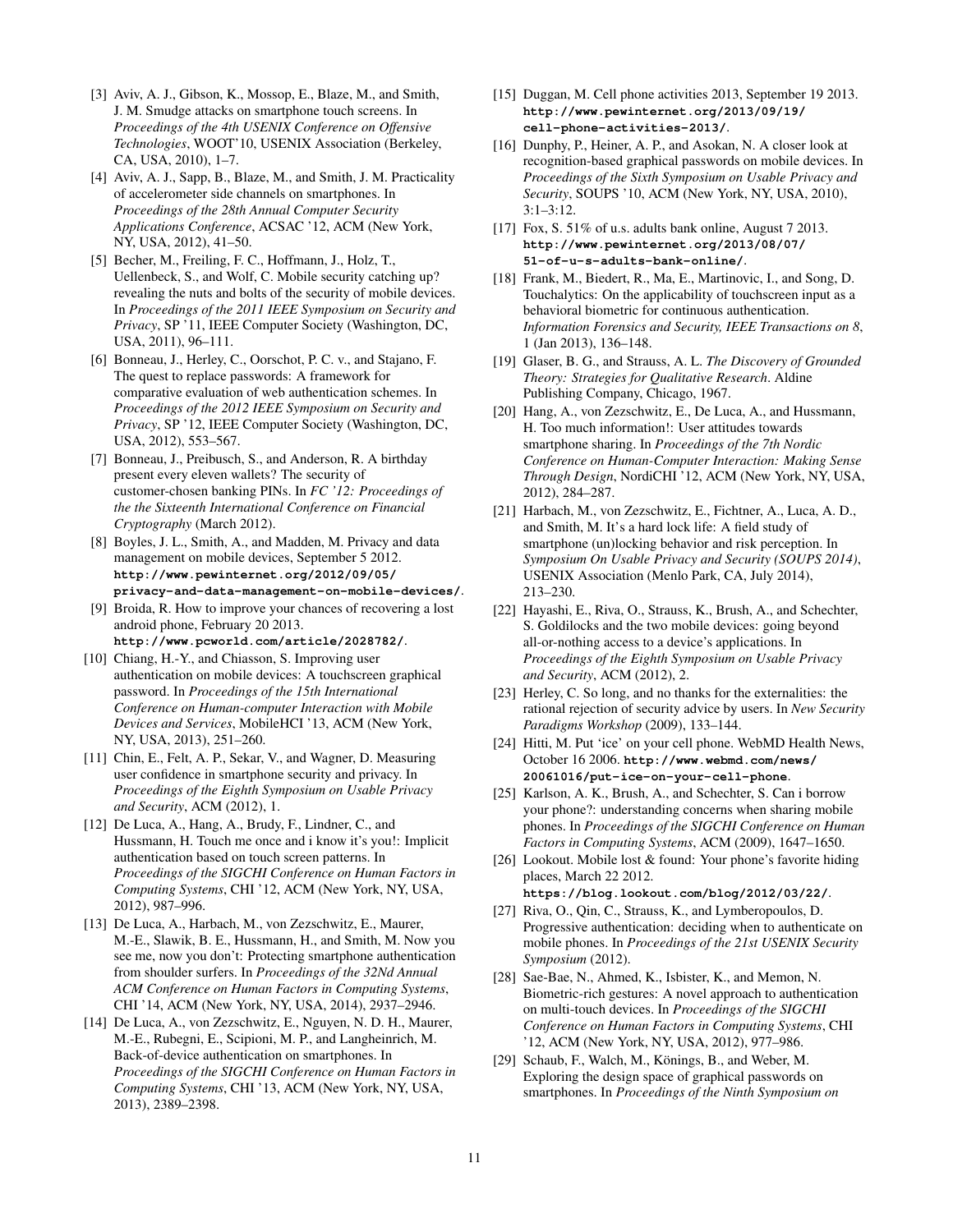[3] Aviv, A. J., Gibson, K., Mossop, E., Blaze, M., and Smith, J. M. Smudge attacks on smartphone touch screens. In *Proceedings of the 4th USENIX Conference on Offensive Technologies*, WOOT'10, USENIX Association (Berkeley, CA, USA, 2010), 1–7.

[4] Aviv, A. J., Sapp, B., Blaze, M., and Smith, J. M. Practicality of accelerometer side channels on smartphones. In *Proceedings of the 28th Annual Computer Security Applications Conference*, ACSAC '12, ACM (New York, NY, USA, 2012), 41–50.

[5] Becher, M., Freiling, F. C., Hoffmann, J., Holz, T., Uellenbeck, S., and Wolf, C. Mobile security catching up? revealing the nuts and bolts of the security of mobile devices. In *Proceedings of the 2011 IEEE Symposium on Security and Privacy*, SP '11, IEEE Computer Society (Washington, DC, USA, 2011), 96–111.

[6] Bonneau, J., Herley, C., Oorschot, P. C. v., and Stajano, F. The quest to replace passwords: A framework for comparative evaluation of web authentication schemes. In *Proceedings of the 2012 IEEE Symposium on Security and Privacy*, SP '12, IEEE Computer Society (Washington, DC, USA, 2012), 553–567.

[7] Bonneau, J., Preibusch, S., and Anderson, R. A birthday present every eleven wallets? The security of customer-chosen banking PINs. In *FC '12: Proceedings of the the Sixteenth International Conference on Financial Cryptography* (March 2012).

[8] Boyles, J. L., Smith, A., and Madden, M. Privacy and data management on mobile devices, September 5 2012. **http://www.pewinternet.org/2012/09/05/privacy-and-data-management-on-mobile-devices/**.

[9] Broida, R. How to improve your chances of recovering a lost android phone, February 20 2013. **http://www.pcworld.com/article/2028782/**.

[10] Chiang, H.-Y., and Chiasson, S. Improving user authentication on mobile devices: A touchscreen graphical password. In *Proceedings of the 15th International Conference on Human-computer Interaction with Mobile Devices and Services*, MobileHCI '13, ACM (New York, NY, USA, 2013), 251–260.

[11] Chin, E., Felt, A. P., Sekar, V., and Wagner, D. Measuring user confidence in smartphone security and privacy. In *Proceedings of the Eighth Symposium on Usable Privacy and Security*, ACM (2012), 1.

[12] De Luca, A., Hang, A., Brudy, F., Lindner, C., and Hussmann, H. Touch me once and i know it's you!: Implicit authentication based on touch screen patterns. In *Proceedings of the SIGCHI Conference on Human Factors in Computing Systems*, CHI '12, ACM (New York, NY, USA, 2012), 987–996.

[13] De Luca, A., Harbach, M., von Zezschwitz, E., Maurer, M.-E., Slawik, B. E., Hussmann, H., and Smith, M. Now you see me, now you don't: Protecting smartphone authentication from shoulder surfers. In *Proceedings of the 32Nd Annual ACM Conference on Human Factors in Computing Systems*, CHI '14, ACM (New York, NY, USA, 2014), 2937–2946.

[14] De Luca, A., von Zezschwitz, E., Nguyen, N. D. H., Maurer, M.-E., Rubegni, E., Scipioni, M. P., and Langheinrich, M. Back-of-device authentication on smartphones. In *Proceedings of the SIGCHI Conference on Human Factors in Computing Systems*, CHI '13, ACM (New York, NY, USA, 2013), 2389–2398.

[15] Duggan, M. Cell phone activities 2013, September 19 2013. **http://www.pewinternet.org/2013/09/19/cell-phone-activities-2013/**.

[16] Dunphy, P., Heiner, A. P., and Asokan, N. A closer look at recognition-based graphical passwords on mobile devices. In *Proceedings of the Sixth Symposium on Usable Privacy and Security*, SOUPS '10, ACM (New York, NY, USA, 2010), 3:1–3:12.

[17] Fox, S. 51% of u.s. adults bank online, August 7 2013. **http://www.pewinternet.org/2013/08/07/51-of-u-s-adults-bank-online/**.

[18] Frank, M., Biedert, R., Ma, E., Martinovic, I., and Song, D. Touchalytics: On the applicability of touchscreen input as a behavioral biometric for continuous authentication. *Information Forensics and Security, IEEE Transactions on 8*, 1 (Jan 2013), 136–148.

[19] Glaser, B. G., and Strauss, A. L. *The Discovery of Grounded Theory: Strategies for Qualitative Research*. Aldine Publishing Company, Chicago, 1967.

[20] Hang, A., von Zezschwitz, E., De Luca, A., and Hussmann, H. Too much information!: User attitudes towards smartphone sharing. In *Proceedings of the 7th Nordic Conference on Human-Computer Interaction: Making Sense Through Design*, NordiCHI '12, ACM (New York, NY, USA, 2012), 284–287.

[21] Harbach, M., von Zezschwitz, E., Fichtner, A., Luca, A. D., and Smith, M. It's a hard lock life: A field study of smartphone (un)locking behavior and risk perception. In *Symposium On Usable Privacy and Security (SOUPS 2014)*, USENIX Association (Menlo Park, CA, July 2014), 213–230.

[22] Hayashi, E., Riva, O., Strauss, K., Brush, A., and Schechter, S. Goldilocks and the two mobile devices: going beyond all-or-nothing access to a device's applications. In *Proceedings of the Eighth Symposium on Usable Privacy and Security*, ACM (2012), 2.

[23] Herley, C. So long, and no thanks for the externalities: the rational rejection of security advice by users. In *New Security Paradigms Workshop* (2009), 133–144.

[24] Hitti, M. Put 'ice' on your cell phone. WebMD Health News, October 16 2006. **http://www.webmd.com/news/20061016/put-ice-on-your-cell-phone**.

[25] Karlson, A. K., Brush, A., and Schechter, S. Can i borrow your phone?: understanding concerns when sharing mobile phones. In *Proceedings of the SIGCHI Conference on Human Factors in Computing Systems*, ACM (2009), 1647–1650.

[26] Lookout. Mobile lost & found: Your phone's favorite hiding places, March 22 2012. **https://blog.lookout.com/blog/2012/03/22/**.

[27] Riva, O., Qin, C., Strauss, K., and Lymberopoulos, D. Progressive authentication: deciding when to authenticate on mobile phones. In *Proceedings of the 21st USENIX Security Symposium* (2012).

[28] Sae-Bae, N., Ahmed, K., Isbister, K., and Memon, N. Biometric-rich gestures: A novel approach to authentication on multi-touch devices. In *Proceedings of the SIGCHI Conference on Human Factors in Computing Systems*, CHI '12, ACM (New York, NY, USA, 2012), 977–986.

[29] Schaub, F., Walch, M., Könings, B., and Weber, M. Exploring the design space of graphical passwords on smartphones. In *Proceedings of the Ninth Symposium on*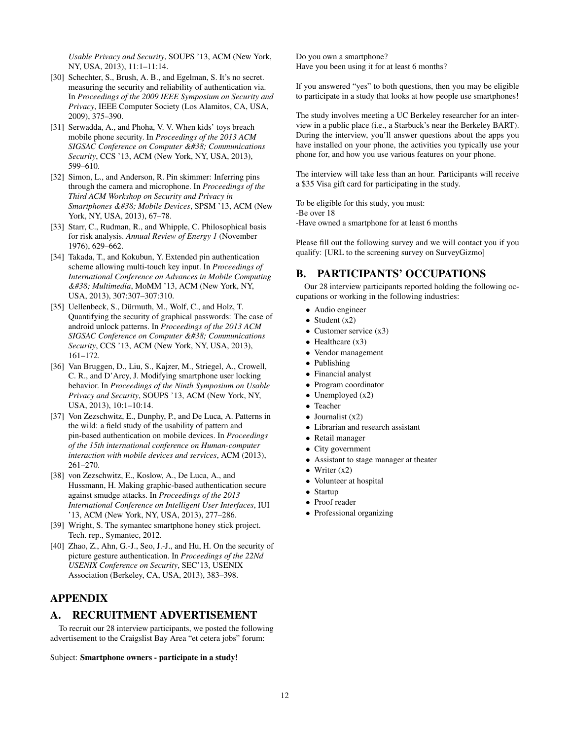*Usable Privacy and Security*, SOUPS '13, ACM (New York, NY, USA, 2013), 11:1–11:14.

[30] Schechter, S., Brush, A. B., and Egelman, S. It's no secret. measuring the security and reliability of authentication via. In *Proceedings of the 2009 IEEE Symposium on Security and Privacy*, IEEE Computer Society (Los Alamitos, CA, USA, 2009), 375–390.

[31] Serwadda, A., and Phoha, V. V. When kids' toys breach mobile phone security. In *Proceedings of the 2013 ACM SIGSAC Conference on Computer &#38; Communications Security*, CCS '13, ACM (New York, NY, USA, 2013), 599–610.

[32] Simon, L., and Anderson, R. Pin skimmer: Inferring pins through the camera and microphone. In *Proceedings of the Third ACM Workshop on Security and Privacy in Smartphones &#38; Mobile Devices*, SPSM '13, ACM (New York, NY, USA, 2013), 67–78.

[33] Starr, C., Rudman, R., and Whipple, C. Philosophical basis for risk analysis. *Annual Review of Energy 1* (November 1976), 629–662.

[34] Takada, T., and Kokubun, Y. Extended pin authentication scheme allowing multi-touch key input. In *Proceedings of International Conference on Advances in Mobile Computing &#38; Multimedia*, MoMM '13, ACM (New York, NY, USA, 2013), 307:307–307:310.

[35] Uellenbeck, S., Dürmuth, M., Wolf, C., and Holz, T. Quantifying the security of graphical passwords: The case of android unlock patterns. In *Proceedings of the 2013 ACM SIGSAC Conference on Computer &#38; Communications Security*, CCS '13, ACM (New York, NY, USA, 2013), 161–172.

[36] Van Bruggen, D., Liu, S., Kajzer, M., Striegel, A., Crowell, C. R., and D'Arcy, J. Modifying smartphone user locking behavior. In *Proceedings of the Ninth Symposium on Usable Privacy and Security*, SOUPS '13, ACM (New York, NY, USA, 2013), 10:1–10:14.

[37] Von Zezschwitz, E., Dunphy, P., and De Luca, A. Patterns in the wild: a field study of the usability of pattern and pin-based authentication on mobile devices. In *Proceedings of the 15th international conference on Human-computer interaction with mobile devices and services*, ACM (2013), 261–270.

[38] von Zezschwitz, E., Koslow, A., De Luca, A., and Hussmann, H. Making graphic-based authentication secure against smudge attacks. In *Proceedings of the 2013 International Conference on Intelligent User Interfaces*, IUI '13, ACM (New York, NY, USA, 2013), 277–286.

[39] Wright, S. The symantec smartphone honey stick project. Tech. rep., Symantec, 2012.

[40] Zhao, Z., Ahn, G.-J., Seo, J.-J., and Hu, H. On the security of picture gesture authentication. In *Proceedings of the 22Nd USENIX Conference on Security*, SEC'13, USENIX Association (Berkeley, CA, USA, 2013), 383–398.

# APPENDIX

## A. RECRUITMENT ADVERTISEMENT

To recruit our 28 interview participants, we posted the following advertisement to the Craigslist Bay Area "et cetera jobs" forum:

Subject: **Smartphone owners - participate in a study!**

Do you own a smartphone?
Have you been using it for at least 6 months?

If you answered "yes" to both questions, then you may be eligible to participate in a study that looks at how people use smartphones!

The study involves meeting a UC Berkeley researcher for an interview in a public place (i.e., a Starbuck's near the Berkeley BART). During the interview, you'll answer questions about the apps you have installed on your phone, the activities you typically use your phone for, and how you use various features on your phone.

The interview will take less than an hour. Participants will receive a $35 Visa gift card for participating in the study.

To be eligible for this study, you must:
-Be over 18
-Have owned a smartphone for at least 6 months

Please fill out the following survey and we will contact you if you qualify: [URL to the screening survey on SurveyGizmo]

## B. PARTICIPANTS' OCCUPATIONS

Our 28 interview participants reported holding the following occupations or working in the following industries:

- Audio engineer
- Student (x2)
- Customer service (x3)
- Healthcare (x3)
- Vendor management
- Publishing
- Financial analyst
- Program coordinator
- Unemployed (x2)
- Teacher
- Journalist (x2)
- Librarian and research assistant
- Retail manager
- City government
- Assistant to stage manager at theater
- Writer (x2)
- Volunteer at hospital
- Startup
- Proof reader
- Professional organizing